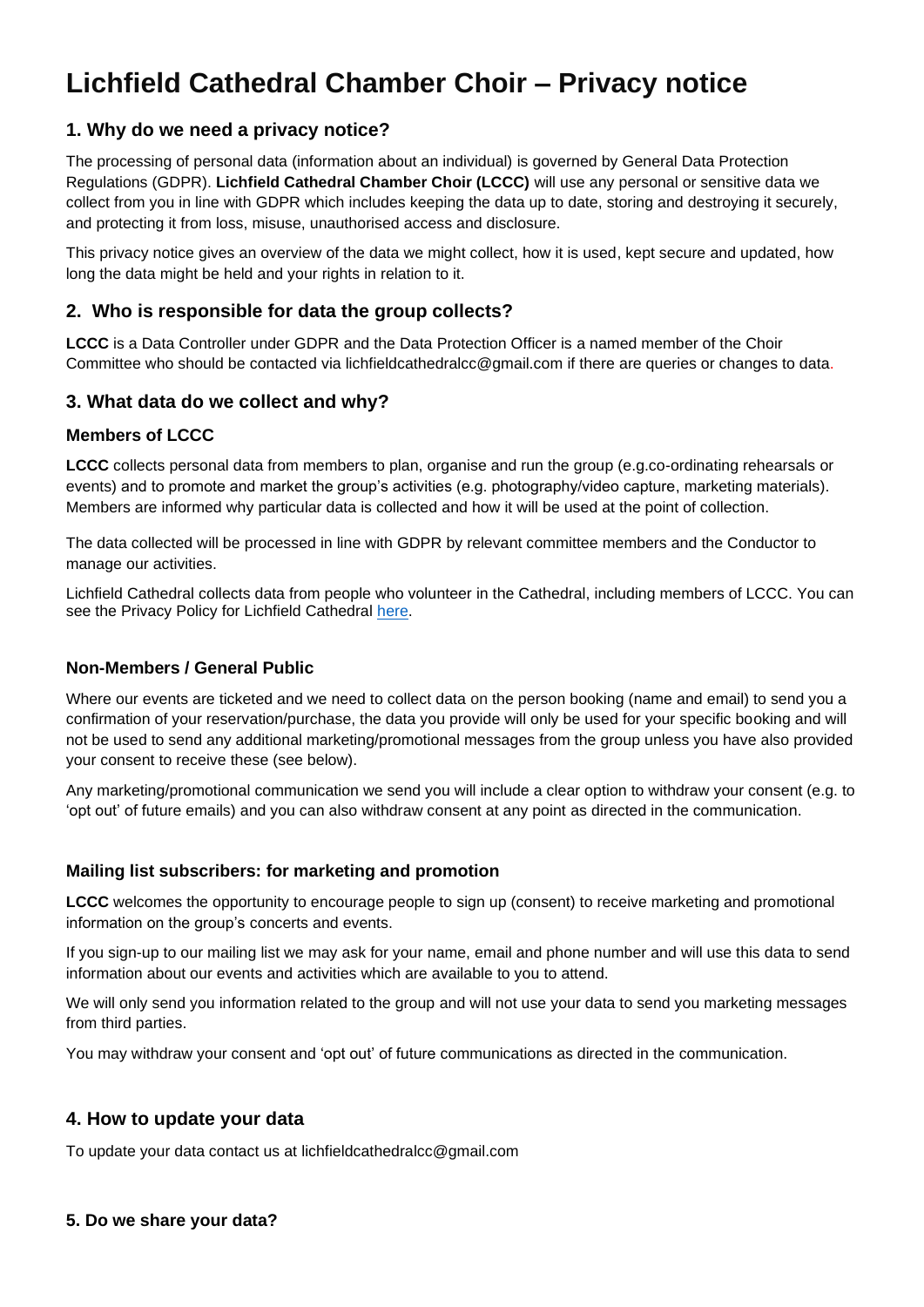# Lichfield Cathedral Chamber Choir – Privacy notice

## 1. Why do we need a privacy notice?

The processing of personal data (information about an individual) is governed by General Data Protection Regulations (GDPR). **Lichfield Cathedral Chamber Choir (LCCC)** will use any personal or sensitive data we collect from you in line with GDPR which includes keeping the data up to date, storing and destroying it securely, and protecting it from loss, misuse, unauthorised access and disclosure.

This privacy notice gives an overview of the data we might collect, how it is used, kept secure and updated, how long the data might be held and your rights in relation to it.

## 2. Who is responsible for data the group collects?

**LCCC** is a Data Controller under GDPR and the Data Protection Officer is a named member of the Choir Committee who should be contacted via lichfieldcathedralcc@gmail.com if there are queries or changes to data.

## 3. What data do we collect and why?

### Members of LCCC

**LCCC** collects personal data from members to plan, organise and run the group (e.g.co-ordinating rehearsals or events) and to promote and market the group's activities (e.g. photography/video capture, marketing materials). Members are informed why particular data is collected and how it will be used at the point of collection.

The data collected will be processed in line with GDPR by relevant committee members and the Conductor to manage our activities.

Lichfield Cathedral collects data from people who volunteer in the Cathedral, including members of LCCC. You can see the Privacy Policy for Lichfield Cathedral here.

### Non-Members / General Public

Where our events are ticketed and we need to collect data on the person booking (name and email) to send you a confirmation of your reservation/purchase, the data you provide will only be used for your specific booking and will not be used to send any additional marketing/promotional messages from the group unless you have also provided your consent to receive these (see below).

Any marketing/promotional communication we send you will include a clear option to withdraw your consent (e.g. to 'opt out' of future emails) and you can also withdraw consent at any point as directed in the communication.

### Mailing list subscribers: for marketing and promotion

**LCCC** welcomes the opportunity to encourage people to sign up (consent) to receive marketing and promotional information on the group's concerts and events.

If you sign-up to our mailing list we may ask for your name, email and phone number and will use this data to send information about our events and activities which are available to you to attend.

We will only send you information related to the group and will not use your data to send you marketing messages from third parties.

You may withdraw your consent and 'opt out' of future communications as directed in the communication.

## 4. How to update your data

To update your data contact us at lichfieldcathedralcc@gmail.com

### 5. Do we share your data?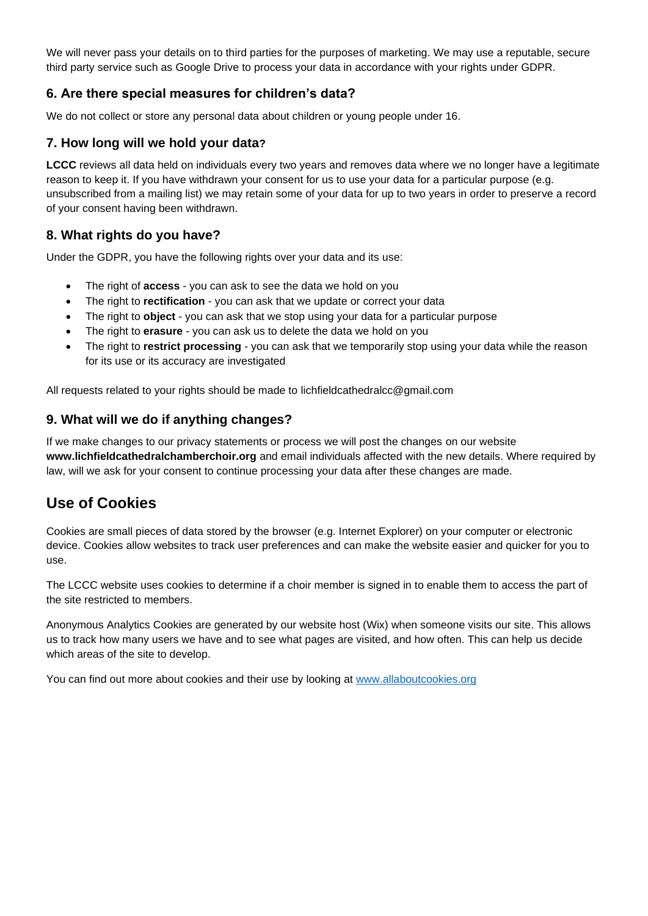We will never pass your details on to third parties for the purposes of marketing. We may use a reputable, secure third party service such as Google Drive to process your data in accordance with your rights under GDPR.

### 6. Are there special measures for children's data?

We do not collect or store any personal data about children or young people under 16.

### 7. How long will we hold your data?

**LCCC** reviews all data held on individuals every two years and removes data where we no longer have a legitimate reason to keep it. If you have withdrawn your consent for us to use your data for a particular purpose (e.g. unsubscribed from a mailing list) we may retain some of your data for up to two years in order to preserve a record of your consent having been withdrawn.

### 8. What rights do you have?

Under the GDPR, you have the following rights over your data and its use:

- The right of **access** - you can ask to see the data we hold on you
- The right to **rectification** - you can ask that we update or correct your data
- The right to **object** - you can ask that we stop using your data for a particular purpose
- The right to **erasure** - you can ask us to delete the data we hold on you
- The right to **restrict processing** - you can ask that we temporarily stop using your data while the reason for its use or its accuracy are investigated

All requests related to your rights should be made to lichfieldcathedralcc@gmail.com

### 9. What will we do if anything changes?

If we make changes to our privacy statements or process we will post the changes on our website **www.lichfieldcathedralchamberchoir.org** and email individuals affected with the new details. Where required by law, will we ask for your consent to continue processing your data after these changes are made.

## Use of Cookies

Cookies are small pieces of data stored by the browser (e.g. Internet Explorer) on your computer or electronic device. Cookies allow websites to track user preferences and can make the website easier and quicker for you to use.

The LCCC website uses cookies to determine if a choir member is signed in to enable them to access the part of the site restricted to members.

Anonymous Analytics Cookies are generated by our website host (Wix) when someone visits our site. This allows us to track how many users we have and to see what pages are visited, and how often. This can help us decide which areas of the site to develop.

You can find out more about cookies and their use by looking at [www.allaboutcookies.org](http://www.allaboutcookies.org)